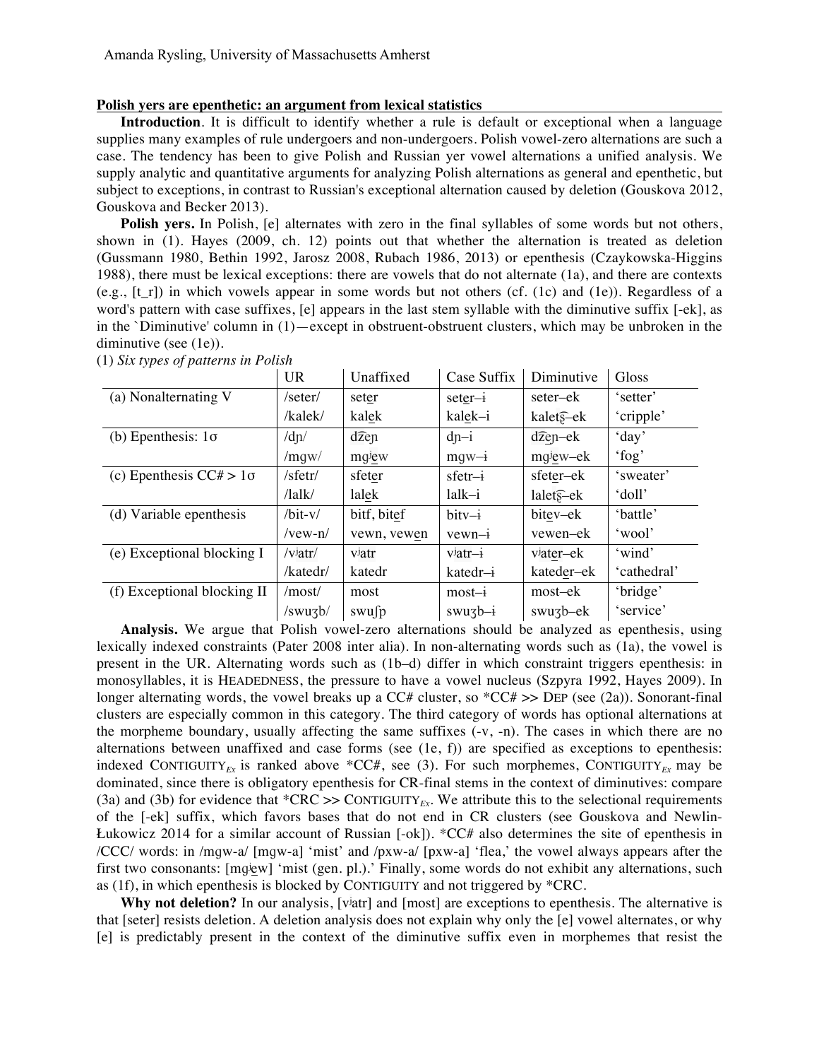Amanda Rysling, University of Massachusetts Amherst

## Polish yers are epenthetic: an argument from lexical statistics

**Introduction**. It is difficult to identify whether a rule is default or exceptional when a language supplies many examples of rule undergoers and non-undergoers. Polish vowel-zero alternations are such a case. The tendency has been to give Polish and Russian yer vowel alternations a unified analysis. We supply analytic and quantitative arguments for analyzing Polish alternations as general and epenthetic, but subject to exceptions, in contrast to Russian's exceptional alternation caused by deletion (Gouskova 2012, Gouskova and Becker 2013).

**Polish yers.** In Polish, [e] alternates with zero in the final syllables of some words but not others, shown in (1). Hayes (2009, ch. 12) points out that whether the alternation is treated as deletion (Gussmann 1980, Bethin 1992, Jarosz 2008, Rubach 1986, 2013) or epenthesis (Czaykowska-Higgins 1988), there must be lexical exceptions: there are vowels that do not alternate (1a), and there are contexts (e.g., [t_r]) in which vowels appear in some words but not others (cf. (1c) and (1e)). Regardless of a word's pattern with case suffixes, [e] appears in the last stem syllable with the diminutive suffix [-ek], as in the `Diminutive' column in (1)—except in obstruent-obstruent clusters, which may be unbroken in the diminutive (see (1e)).

(1) *Six types of patterns in Polish*

| | UR | Unaffixed | Case Suffix | Diminutive | Gloss |
|---|---|---|---|---|---|
| (a) Nonalternating V | /seter/ | set<u>e</u>r | set<u>e</u>r–ɨ | seter–ek | 'setter' |
| | /kalek/ | kal<u>e</u>k | kal<u>e</u>k–i | kalet͡ʂ–ek | 'cripple' |
| (b) Epenthesis: 1σ | /dɲ/ | d͡ʑ<u>e</u>ɲ | dɲ–i | d͡ʑ<u>e</u>ɲ–ek | 'day' |
| | /mgw/ | mgʲ<u>e</u>w | mgw–ɨ | mgʲ<u>e</u>w–ek | 'fog' |
| (c) Epenthesis CC# > 1σ | /sfetr/ | sfet<u>e</u>r | sfetr–ɨ | sfet<u>e</u>r–ek | 'sweater' |
| | /lalk/ | lal<u>e</u>k | lalk–i | lalet͡ʂ–ek | 'doll' |
| (d) Variable epenthesis | /bit-v/ | bitf, bit<u>e</u>f | bitv–ɨ | bit<u>e</u>v–ek | 'battle' |
| | /vew-n/ | vewn, vew<u>e</u>n | vewn–ɨ | vewen–ek | 'wool' |
| (e) Exceptional blocking I | /vʲatr/ | vʲatr | vʲatr–ɨ | vʲat<u>e</u>r–ek | 'wind' |
| | /katedr/ | katedr | katedr–ɨ | kated<u>e</u>r–ek | 'cathedral' |
| (f) Exceptional blocking II | /most/ | most | most–ɨ | most–ek | 'bridge' |
| | /swuʒb/ | swuʃp | swuʒb–ɨ | swuʒb–ek | 'service' |

**Analysis.** We argue that Polish vowel-zero alternations should be analyzed as epenthesis, using lexically indexed constraints (Pater 2008 inter alia). In non-alternating words such as (1a), the vowel is present in the UR. Alternating words such as (1b–d) differ in which constraint triggers epenthesis: in monosyllables, it is HEADEDNESS, the pressure to have a vowel nucleus (Szpyra 1992, Hayes 2009). In longer alternating words, the vowel breaks up a CC# cluster, so *CC# >> DEP (see (2a)). Sonorant-final clusters are especially common in this category. The third category of words has optional alternations at the morpheme boundary, usually affecting the same suffixes (-v, -n). The cases in which there are no alternations between unaffixed and case forms (see (1e, f)) are specified as exceptions to epenthesis: indexed CONTIGUITY$_{Ex}$ is ranked above *CC#, see (3). For such morphemes, CONTIGUITY$_{Ex}$ may be dominated, since there is obligatory epenthesis for CR-final stems in the context of diminutives: compare (3a) and (3b) for evidence that *CRC >> CONTIGUITY$_{Ex}$. We attribute this to the selectional requirements of the [-ek] suffix, which favors bases that do not end in CR clusters (see Gouskova and Newlin-Łukowicz 2014 for a similar account of Russian [-ok]). *CC# also determines the site of epenthesis in /CCC/ words: in /mgw-a/ [mgw-a] 'mist' and /pxw-a/ [pxw-a] 'flea,' the vowel always appears after the first two consonants: [mgʲ<u>e</u>w] 'mist (gen. pl.).' Finally, some words do not exhibit any alternations, such as (1f), in which epenthesis is blocked by CONTIGUITY and not triggered by *CRC.

**Why not deletion?** In our analysis, [vʲatr] and [most] are exceptions to epenthesis. The alternative is that [seter] resists deletion. A deletion analysis does not explain why only the [e] vowel alternates, or why [e] is predictably present in the context of the diminutive suffix even in morphemes that resist the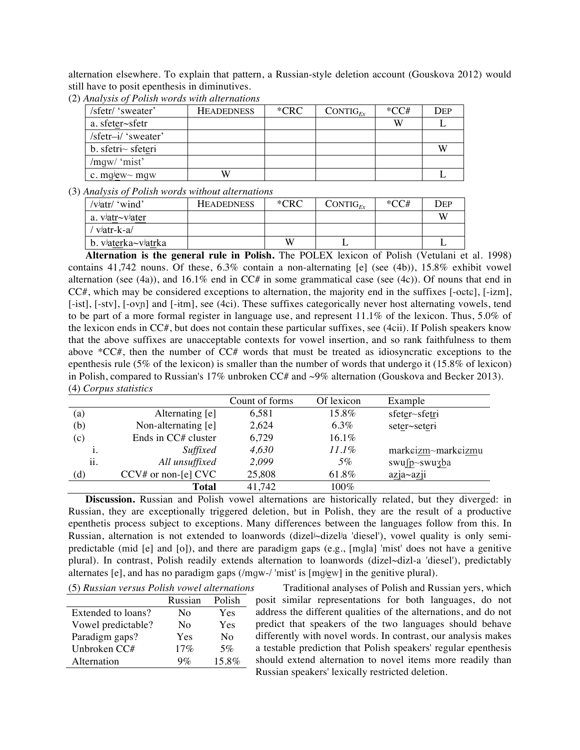alternation elsewhere. To explain that pattern, a Russian-style deletion account (Gouskova 2012) would still have to posit epenthesis in diminutives.

(2) *Analysis of Polish words with alternations*

| /sfetr/ 'sweater' | HEADEDNESS | *CRC | CONTIG$_{Ex}$ | *CC# | DEP |
|---|---|---|---|---|---|
| a. sfet<u>e</u>r~sfetr | | | | W | L |
| /sfetr–ɨ/ 'sweater' | | | | | |
| b. sfetrɨ~ sfet<u>e</u>rɨ | | | | | W |
| /mgw/ 'mist' | | | | | |
| c. mgʲ<u>e</u>w~ mgw | W | | | | L |

(3) *Analysis of Polish words without alternations*

| /vʲatr/ 'wind' | HEADEDNESS | *CRC | CONTIG$_{Ex}$ | *CC# | DEP |
|---|---|---|---|---|---|
| a. vʲatr~vʲ<u>ate</u>r | | | | | W |
| / vʲatr-k-a/ | | | | | |
| b. vʲa<u>te</u>rka~vʲa<u>tr</u>ka | | W | L | | L |

**Alternation is the general rule in Polish.** The POLEX lexicon of Polish (Vetulani et al. 1998) contains 41,742 nouns. Of these, 6.3% contain a non-alternating [e] (see (4b)), 15.8% exhibit vowel alternation (see (4a)), and 16.1% end in CC# in some grammatical case (see (4c)). Of nouns that end in CC#, which may be considered exceptions to alternation, the majority end in the suffixes [-ɔɕtɕ], [-izm], [-ist], [-stv], [-ovɲ] and [-ɨtm], see (4ci). These suffixes categorically never host alternating vowels, tend to be part of a more formal register in language use, and represent 11.1% of the lexicon. Thus, 5.0% of the lexicon ends in CC#, but does not contain these particular suffixes, see (4cii). If Polish speakers know that the above suffixes are unacceptable contexts for vowel insertion, and so rank faithfulness to them above *CC#, then the number of CC# words that must be treated as idiosyncratic exceptions to the epenthesis rule (5% of the lexicon) is smaller than the number of words that undergo it (15.8% of lexicon) in Polish, compared to Russian's 17% unbroken CC# and ~9% alternation (Gouskova and Becker 2013).

(4) *Corpus statistics*

| | | Count of forms | Of lexicon | Example |
|---|---|---|---|---|
| (a) | Alternating [e] | 6,581 | 15.8% | sfet<u>e</u>r~sfet<u>r</u>ɨ |
| (b) | Non-alternating [e] | 2,624 | 6.3% | set<u>e</u>r~set<u>e</u>rɨ |
| (c) | Ends in CC# cluster | 6,729 | 16.1% | |
| i. | *Suffixed* | *4,630* | *11.1%* | markɕi<u>zm</u>~markɕi<u>zm</u>u |
| ii. | *All unsuffixed* | *2,099* | *5%* | swu<u>ʃp</u>~swu<u>ʒb</u>a |
| (d) | CCV# or non-[e] CVC | 25,808 | 61.8% | a<u>z</u>ja~a<u>z</u>ji |
| | **Total** | 41,742 | 100% | |

**Discussion.** Russian and Polish vowel alternations are historically related, but they diverged: in Russian, they are exceptionally triggered deletion, but in Polish, they are the result of a productive epenthetis process subject to exceptions. Many differences between the languages follow from this. In Russian, alternation is not extended to loanwords (dizelʲ~dizelʲa 'diesel'), vowel quality is only semi-predictable (mid [e] and [o]), and there are paradigm gaps (e.g., [mgla] 'mist' does not have a genitive plural). In contrast, Polish readily extends alternation to loanwords (dizel~dizl-a 'diesel'), predictably alternates [e], and has no paradigm gaps (/mgw-/ 'mist' is [mgʲ<u>e</u>w] in the genitive plural).

(5) *Russian versus Polish vowel alternations*

| | Russian | Polish |
|---|---|---|
| Extended to loans? | No | Yes |
| Vowel predictable? | No | Yes |
| Paradigm gaps? | Yes | No |
| Unbroken CC# | 17% | 5% |
| Alternation | 9% | 15.8% |

Traditional analyses of Polish and Russian yers, which posit similar representations for both languages, do not address the different qualities of the alternations, and do not predict that speakers of the two languages should behave differently with novel words. In contrast, our analysis makes a testable prediction that Polish speakers' regular epenthesis should extend alternation to novel items more readily than Russian speakers' lexically restricted deletion.